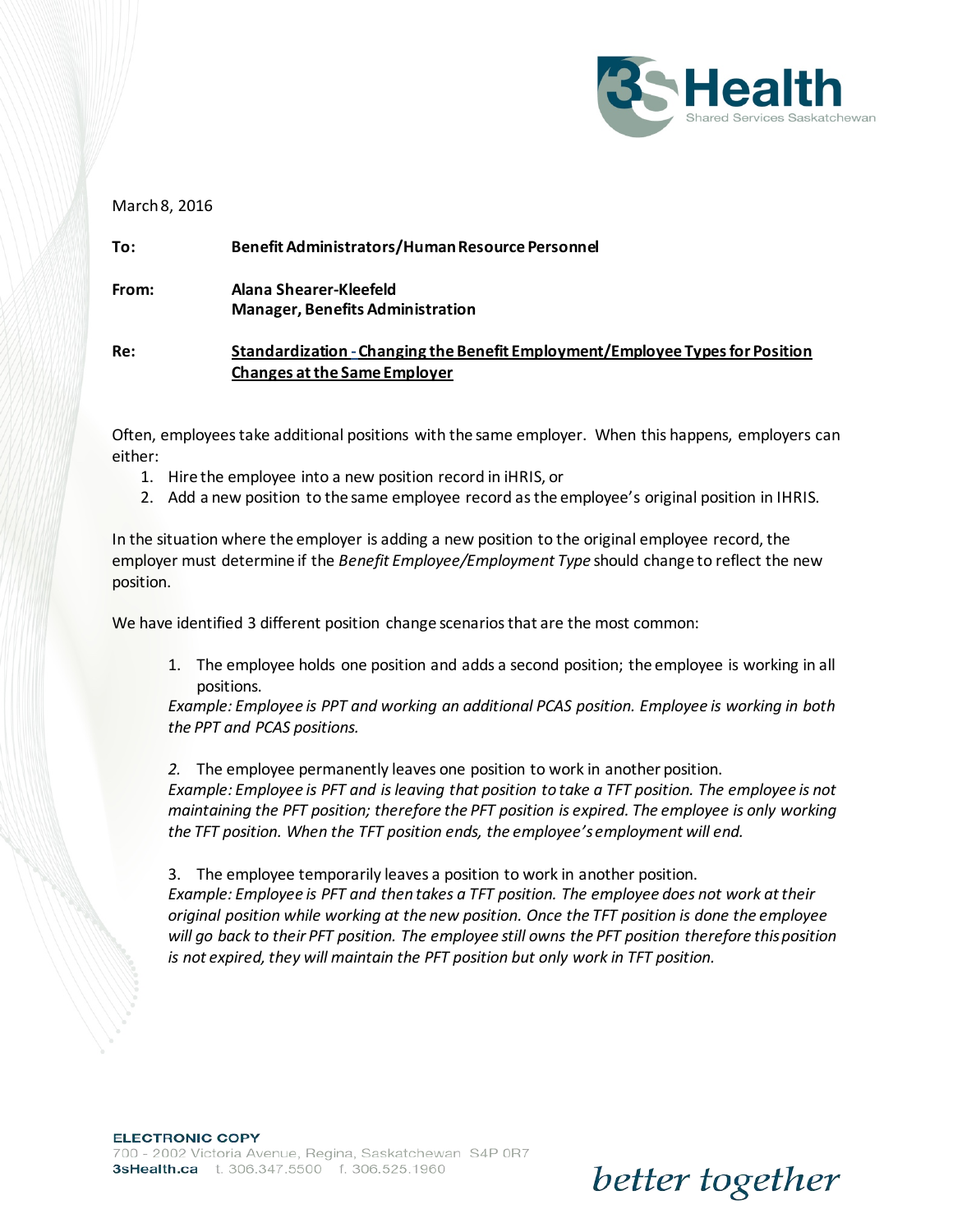March 8, 2016

**To:** **Benefit Administrators/Human Resource Personnel**

**From:** **Alana Shearer-Kleefeld**
**Manager, Benefits Administration**

**Re:** **<u>Standardization - Changing the Benefit Employment/Employee Types for Position Changes at the Same Employer</u>**

Often, employees take additional positions with the same employer. When this happens, employers can either:

1. Hire the employee into a new position record in iHRIS, or
2. Add a new position to the same employee record as the employee's original position in IHRIS.

In the situation where the employer is adding a new position to the original employee record, the employer must determine if the *Benefit Employee/Employment Type* should change to reflect the new position.

We have identified 3 different position change scenarios that are the most common:

1. The employee holds one position and adds a second position; the employee is working in all positions.
   *Example: Employee is PPT and working an additional PCAS position. Employee is working in both the PPT and PCAS positions.*

2. The employee permanently leaves one position to work in another position.
   *Example: Employee is PFT and is leaving that position to take a TFT position. The employee is not maintaining the PFT position; therefore the PFT position is expired. The employee is only working the TFT position. When the TFT position ends, the employee's employment will end.*

3. The employee temporarily leaves a position to work in another position.
   *Example: Employee is PFT and then takes a TFT position. The employee does not work at their original position while working at the new position. Once the TFT position is done the employee will go back to their PFT position. The employee still owns the PFT position therefore this position is not expired, they will maintain the PFT position but only work in TFT position.*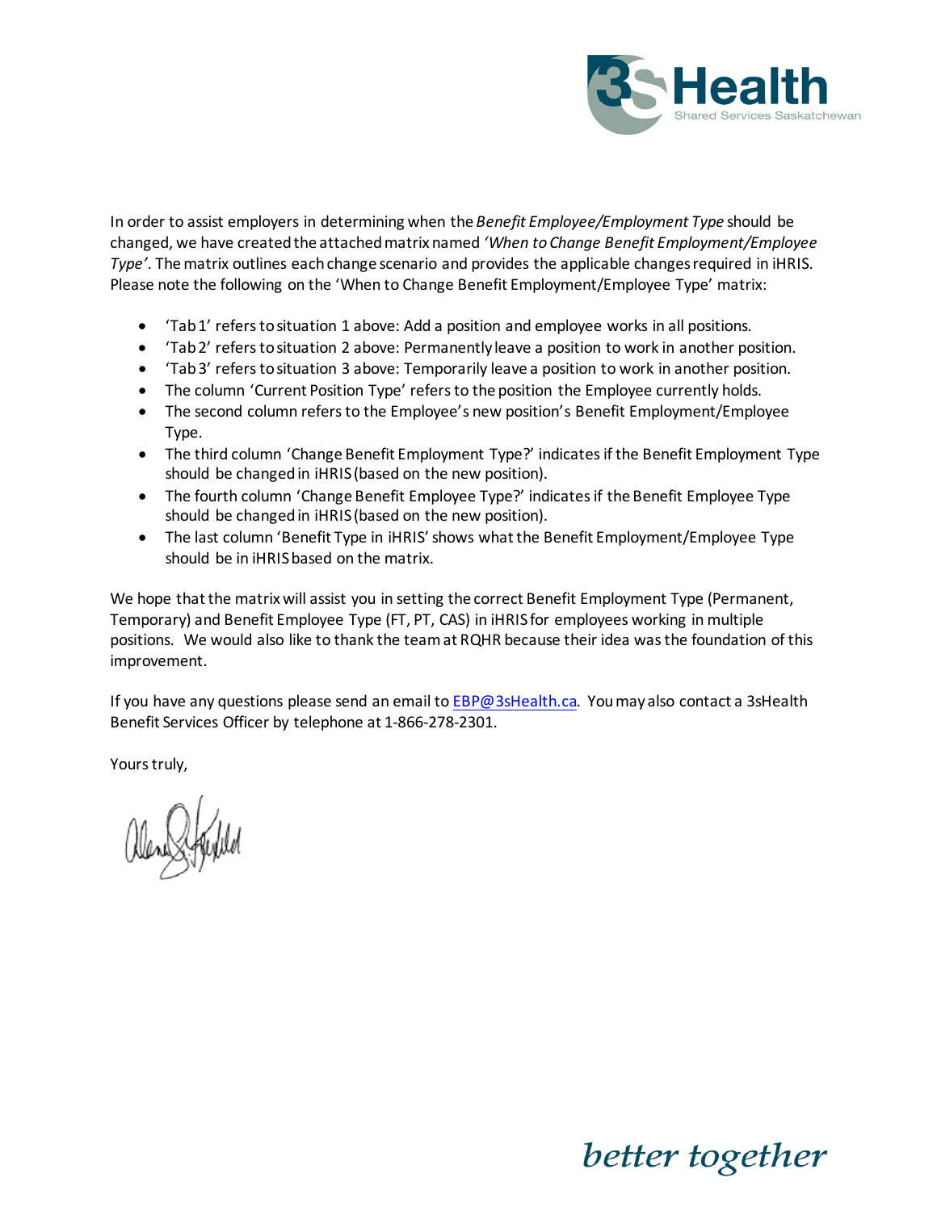In order to assist employers in determining when the *Benefit Employee/Employment Type* should be changed, we have created the attached matrix named *'When to Change Benefit Employment/Employee Type'*. The matrix outlines each change scenario and provides the applicable changes required in iHRIS. Please note the following on the 'When to Change Benefit Employment/Employee Type' matrix:

- 'Tab 1' refers to situation 1 above: Add a position and employee works in all positions.
- 'Tab 2' refers to situation 2 above: Permanently leave a position to work in another position.
- 'Tab 3' refers to situation 3 above: Temporarily leave a position to work in another position.
- The column 'Current Position Type' refers to the position the Employee currently holds.
- The second column refers to the Employee's new position's Benefit Employment/Employee Type.
- The third column 'Change Benefit Employment Type?' indicates if the Benefit Employment Type should be changed in iHRIS (based on the new position).
- The fourth column 'Change Benefit Employee Type?' indicates if the Benefit Employee Type should be changed in iHRIS (based on the new position).
- The last column 'Benefit Type in iHRIS' shows what the Benefit Employment/Employee Type should be in iHRIS based on the matrix.

We hope that the matrix will assist you in setting the correct Benefit Employment Type (Permanent, Temporary) and Benefit Employee Type (FT, PT, CAS) in iHRIS for employees working in multiple positions. We would also like to thank the team at RQHR because their idea was the foundation of this improvement.

If you have any questions please send an email to [EBP@3sHealth.ca](mailto:EBP@3sHealth.ca). You may also contact a 3sHealth Benefit Services Officer by telephone at 1-866-278-2301.

Yours truly,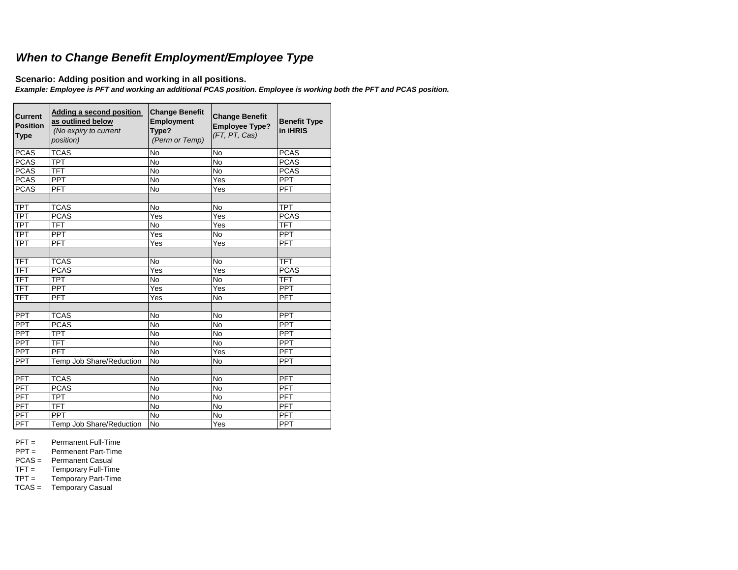## *When to Change Benefit Employment/Employee Type*

**Scenario: Adding position and working in all positions.**

***Example: Employee is PFT and working an additional PCAS position. Employee is working both the PFT and PCAS position.***

| Current Position Type | Adding a second position as outlined below *(No expiry to current position)* | Change Benefit Employment Type? *(Perm or Temp)* | Change Benefit Employee Type? *(FT, PT, Cas)* | Benefit Type in iHRIS |
|---|---|---|---|---|
| PCAS | TCAS | No | No | PCAS |
| PCAS | TPT | No | No | PCAS |
| PCAS | TFT | No | No | PCAS |
| PCAS | PPT | No | Yes | PPT |
| PCAS | PFT | No | Yes | PFT |
| | | | | |
| TPT | TCAS | No | No | TPT |
| TPT | PCAS | Yes | Yes | PCAS |
| TPT | TFT | No | Yes | TFT |
| TPT | PPT | Yes | No | PPT |
| TPT | PFT | Yes | Yes | PFT |
| | | | | |
| TFT | TCAS | No | No | TFT |
| TFT | PCAS | Yes | Yes | PCAS |
| TFT | TPT | No | No | TFT |
| TFT | PPT | Yes | Yes | PPT |
| TFT | PFT | Yes | No | PFT |
| | | | | |
| PPT | TCAS | No | No | PPT |
| PPT | PCAS | No | No | PPT |
| PPT | TPT | No | No | PPT |
| PPT | TFT | No | No | PPT |
| PPT | PFT | No | Yes | PFT |
| PPT | Temp Job Share/Reduction | No | No | PPT |
| | | | | |
| PFT | TCAS | No | No | PFT |
| PFT | PCAS | No | No | PFT |
| PFT | TPT | No | No | PFT |
| PFT | TFT | No | No | PFT |
| PFT | PPT | No | No | PFT |
| PFT | Temp Job Share/Reduction | No | Yes | PPT |

PFT = Permanent Full-Time
PPT = Permenent Part-Time
PCAS = Permanent Casual
TFT = Temporary Full-Time
TPT = Temporary Part-Time
TCAS = Temporary Casual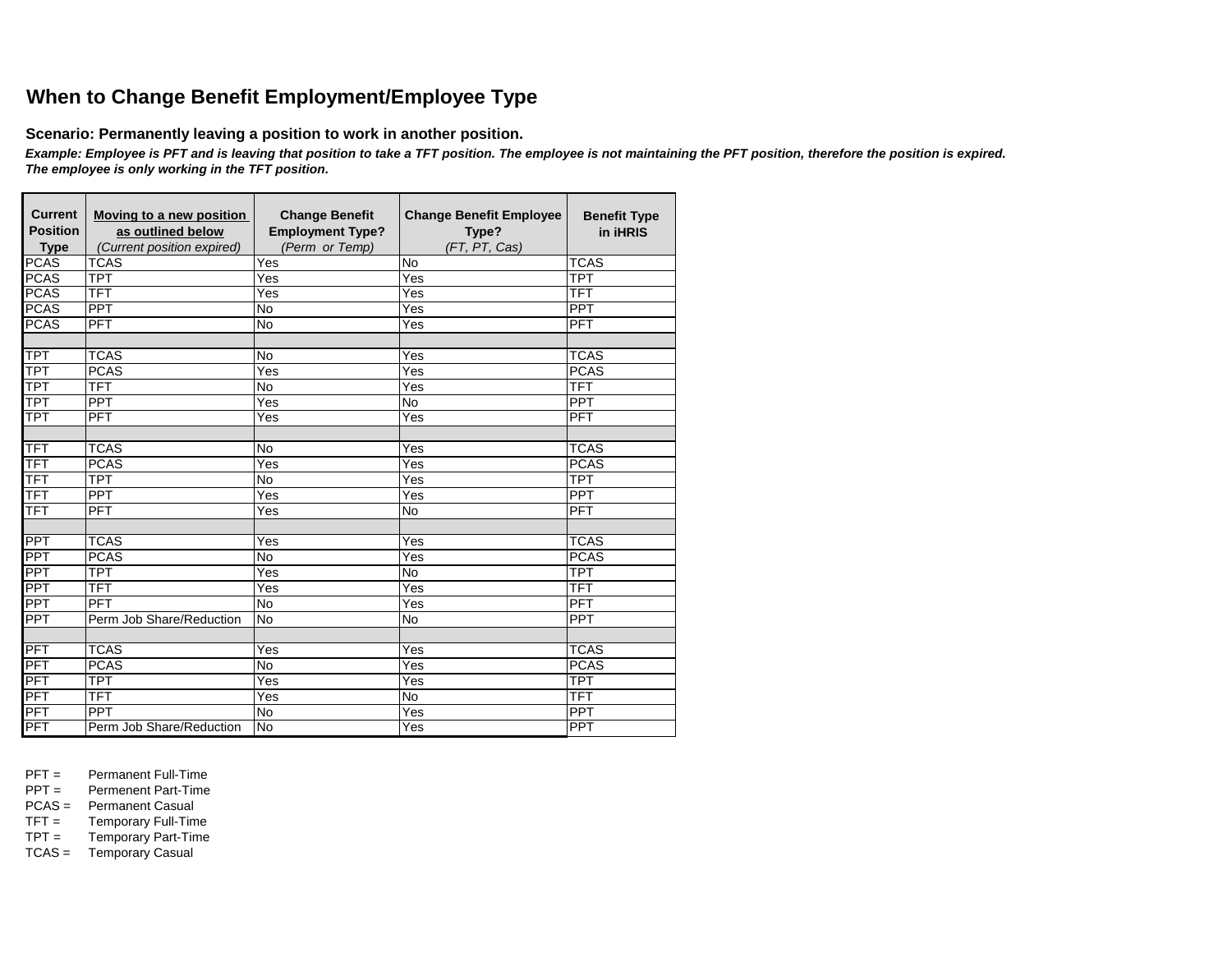## When to Change Benefit Employment/Employee Type

**Scenario: Permanently leaving a position to work in another position.**

***Example: Employee is PFT and is leaving that position to take a TFT position. The employee is not maintaining the PFT position, therefore the position is expired. The employee is only working in the TFT position.***

| Current Position Type | Moving to a new position as outlined below *(Current position expired)* | Change Benefit Employment Type? *(Perm or Temp)* | Change Benefit Employee Type? *(FT, PT, Cas)* | Benefit Type in iHRIS |
|---|---|---|---|---|
| PCAS | TCAS | Yes | No | TCAS |
| PCAS | TPT | Yes | Yes | TPT |
| PCAS | TFT | Yes | Yes | TFT |
| PCAS | PPT | No | Yes | PPT |
| PCAS | PFT | No | Yes | PFT |
| | | | | |
| TPT | TCAS | No | Yes | TCAS |
| TPT | PCAS | Yes | Yes | PCAS |
| TPT | TFT | No | Yes | TFT |
| TPT | PPT | Yes | No | PPT |
| TPT | PFT | Yes | Yes | PFT |
| | | | | |
| TFT | TCAS | No | Yes | TCAS |
| TFT | PCAS | Yes | Yes | PCAS |
| TFT | TPT | No | Yes | TPT |
| TFT | PPT | Yes | Yes | PPT |
| TFT | PFT | Yes | No | PFT |
| | | | | |
| PPT | TCAS | Yes | Yes | TCAS |
| PPT | PCAS | No | Yes | PCAS |
| PPT | TPT | Yes | No | TPT |
| PPT | TFT | Yes | Yes | TFT |
| PPT | PFT | No | Yes | PFT |
| PPT | Perm Job Share/Reduction | No | No | PPT |
| | | | | |
| PFT | TCAS | Yes | Yes | TCAS |
| PFT | PCAS | No | Yes | PCAS |
| PFT | TPT | Yes | Yes | TPT |
| PFT | TFT | Yes | No | TFT |
| PFT | PPT | No | Yes | PPT |
| PFT | Perm Job Share/Reduction | No | Yes | PPT |

PFT = Permanent Full-Time
PPT = Permenent Part-Time
PCAS = Permanent Casual
TFT = Temporary Full-Time
TPT = Temporary Part-Time
TCAS = Temporary Casual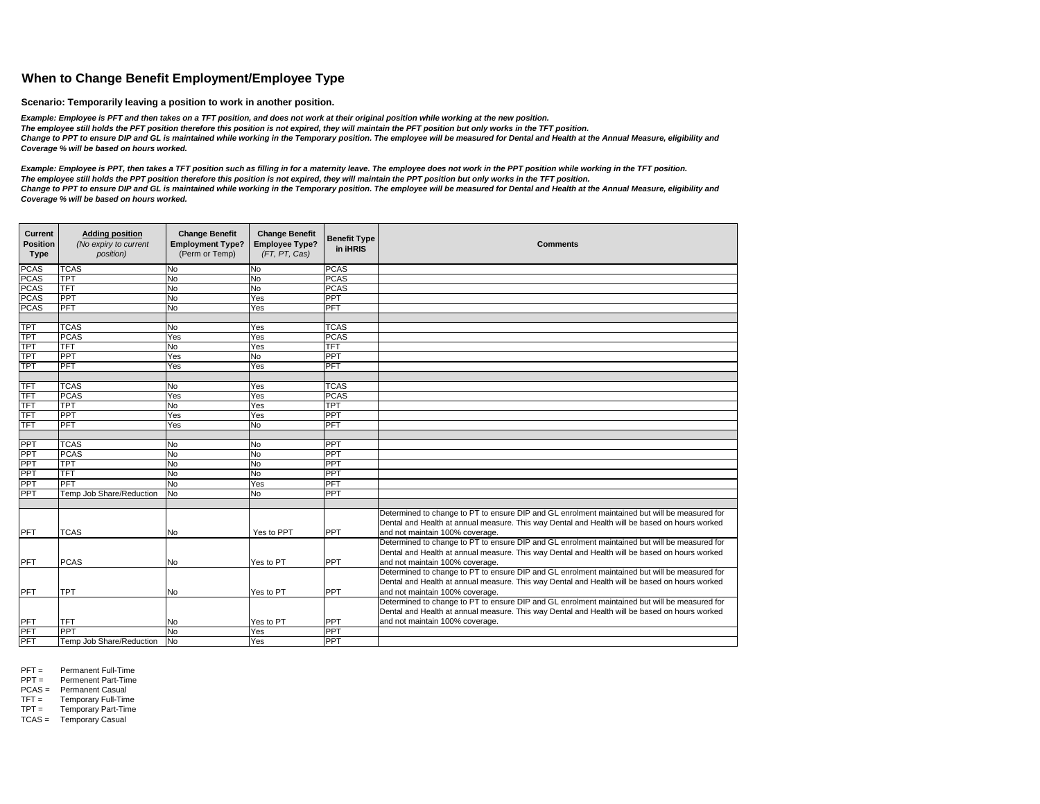## When to Change Benefit Employment/Employee Type

**Scenario: Temporarily leaving a position to work in another position.**

***Example: Employee is PFT and then takes on a TFT position, and does not work at their original position while working at the new position.***
***The employee still holds the PFT position therefore this position is not expired, they will maintain the PFT position but only works in the TFT position.***
***Change to PPT to ensure DIP and GL is maintained while working in the Temporary position. The employee will be measured for Dental and Health at the Annual Measure, eligibility and Coverage % will be based on hours worked.***

***Example: Employee is PPT, then takes a TFT position such as filling in for a maternity leave. The employee does not work in the PPT position while working in the TFT position.***
***The employee still holds the PPT position therefore this position is not expired, they will maintain the PPT position but only works in the TFT position.***
***Change to PPT to ensure DIP and GL is maintained while working in the Temporary position. The employee will be measured for Dental and Health at the Annual Measure, eligibility and Coverage % will be based on hours worked.***

| Current Position Type | Adding position (No expiry to current position) | Change Benefit Employment Type? (Perm or Temp) | Change Benefit Employee Type? (FT, PT, Cas) | Benefit Type in iHRIS | Comments |
|---|---|---|---|---|---|
| PCAS | TCAS | No | No | PCAS | |
| PCAS | TPT | No | No | PCAS | |
| PCAS | TFT | No | No | PCAS | |
| PCAS | PPT | No | Yes | PPT | |
| PCAS | PFT | No | Yes | PFT | |
| | | | | | |
| TPT | TCAS | No | Yes | TCAS | |
| TPT | PCAS | Yes | Yes | PCAS | |
| TPT | TFT | No | Yes | TFT | |
| TPT | PPT | Yes | No | PPT | |
| TPT | PFT | Yes | Yes | PFT | |
| | | | | | |
| TFT | TCAS | No | Yes | TCAS | |
| TFT | PCAS | Yes | Yes | PCAS | |
| TFT | TPT | No | Yes | TPT | |
| TFT | PPT | Yes | Yes | PPT | |
| TFT | PFT | Yes | No | PFT | |
| | | | | | |
| PPT | TCAS | No | No | PPT | |
| PPT | PCAS | No | No | PPT | |
| PPT | TPT | No | No | PPT | |
| PPT | TFT | No | No | PPT | |
| PPT | PFT | No | Yes | PFT | |
| PPT | Temp Job Share/Reduction | No | No | PPT | |
| | | | | | |
| PFT | TCAS | No | Yes to PPT | PPT | Determined to change to PT to ensure DIP and GL enrolment maintained but will be measured for Dental and Health at annual measure. This way Dental and Health will be based on hours worked and not maintain 100% coverage. |
| PFT | PCAS | No | Yes to PT | PPT | Determined to change to PT to ensure DIP and GL enrolment maintained but will be measured for Dental and Health at annual measure. This way Dental and Health will be based on hours worked and not maintain 100% coverage. |
| PFT | TPT | No | Yes to PT | PPT | Determined to change to PT to ensure DIP and GL enrolment maintained but will be measured for Dental and Health at annual measure. This way Dental and Health will be based on hours worked and not maintain 100% coverage. |
| PFT | TFT | No | Yes to PT | PPT | Determined to change to PT to ensure DIP and GL enrolment maintained but will be measured for Dental and Health at annual measure. This way Dental and Health will be based on hours worked and not maintain 100% coverage. |
| PFT | PPT | No | Yes | PPT | |
| PFT | Temp Job Share/Reduction | No | Yes | PPT | |

PFT = Permanent Full-Time
PPT = Permenent Part-Time
PCAS = Permanent Casual
TFT = Temporary Full-Time
TPT = Temporary Part-Time
TCAS = Temporary Casual